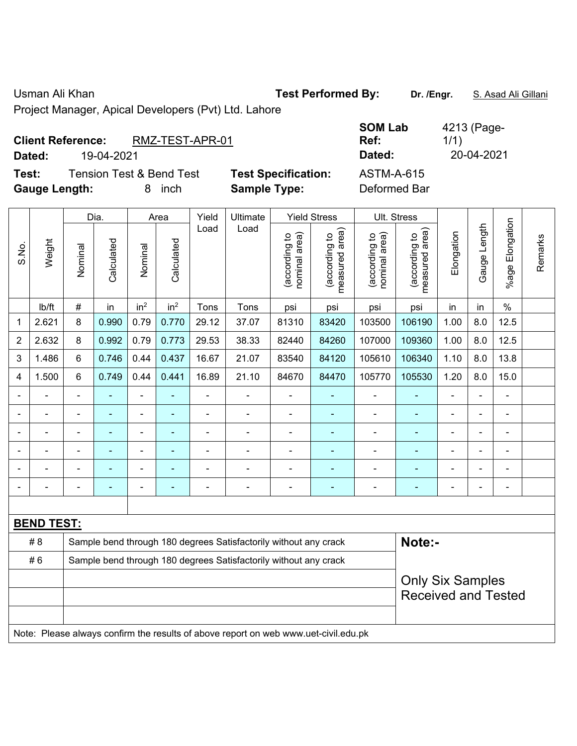Usman Ali Khan **Test Performed By:** **Dr. /Engr.** S. Asad Ali Gillani

Project Manager, Apical Developers (Pvt) Ltd. Lahore

**Client Reference:** RMZ-TEST-APR-01 **SOM Lab Ref:** 4213 (Page-1/1)

**Dated:** 19-04-2021 **Dated:** 20-04-2021

**Test:** Tension Test & Bend Test **Test Specification:** ASTM-A-615

**Gauge Length:** 8 inch **Sample Type:** Deformed Bar

| S.No. | Weight | Dia. | | Area | | Yield Load | Ultimate Load | Yield Stress | | Ult. Stress | | Elongation | Gauge Length | %age Elongation | Remarks |
|---|---|---|---|---|---|---|---|---|---|---|---|---|---|---|---|
| | | Nominal | Calculated | Nominal | Calculated | | | (according to nominal area) | (according to measured area) | (according to nominal area) | (according to measured area) | | | | |
| | lb/ft | # | in | $in^2$ | $in^2$ | Tons | Tons | psi | psi | psi | psi | in | in | % | |
| 1 | 2.621 | 8 | 0.990 | 0.79 | 0.770 | 29.12 | 37.07 | 81310 | 83420 | 103500 | 106190 | 1.00 | 8.0 | 12.5 | |
| 2 | 2.632 | 8 | 0.992 | 0.79 | 0.773 | 29.53 | 38.33 | 82440 | 84260 | 107000 | 109360 | 1.00 | 8.0 | 12.5 | |
| 3 | 1.486 | 6 | 0.746 | 0.44 | 0.437 | 16.67 | 21.07 | 83540 | 84120 | 105610 | 106340 | 1.10 | 8.0 | 13.8 | |
| 4 | 1.500 | 6 | 0.749 | 0.44 | 0.441 | 16.89 | 21.10 | 84670 | 84470 | 105770 | 105530 | 1.20 | 8.0 | 15.0 | |
| - | - | - | - | - | - | - | - | - | - | - | - | - | - | - | |
| - | - | - | - | - | - | - | - | - | - | - | - | - | - | - | |
| - | - | - | - | - | - | - | - | - | - | - | - | - | - | - | |
| - | - | - | - | - | - | - | - | - | - | - | - | - | - | - | |
| - | - | - | - | - | - | - | - | - | - | - | - | - | - | - | |
| - | - | - | - | - | - | - | - | - | - | - | - | - | - | - | |

**BEND TEST:**

| | | |
|---|---|---|
| # 8 | Sample bend through 180 degrees Satisfactorily without any crack | **Note:-** |
| # 6 | Sample bend through 180 degrees Satisfactorily without any crack | Only Six Samples Received and Tested |

Note: Please always confirm the results of above report on web www.uet-civil.edu.pk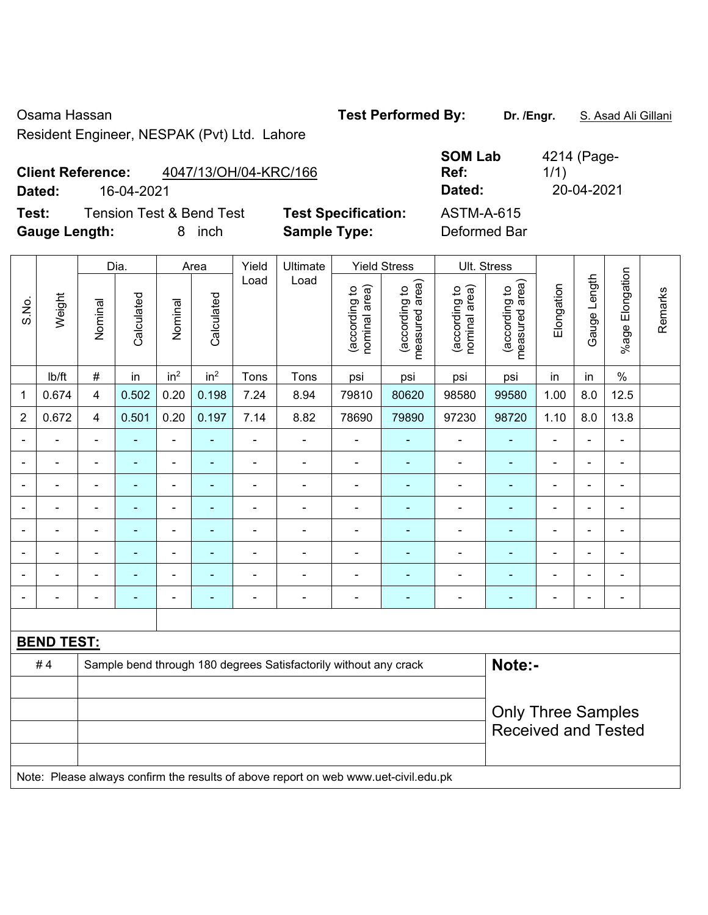Osama Hassan

Resident Engineer, NESPAK (Pvt) Ltd. Lahore

**Test Performed By:** **Dr. /Engr.** S. Asad Ali Gillani

**Client Reference:** 4047/13/OH/04-KRC/166

**Dated:** 16-04-2021

**SOM Lab Ref:** 4214 (Page-1/1)

**Dated:** 20-04-2021

**Test:** Tension Test & Bend Test

**Test Specification:** ASTM-A-615

**Gauge Length:** 8 inch

**Sample Type:** Deformed Bar

| S.No. | Weight | Dia. | | Area | | Yield Load | Ultimate Load | Yield Stress | | Ult. Stress | | Elongation | Gauge Length | %age Elongation | Remarks |
|---|---|---|---|---|---|---|---|---|---|---|---|---|---|---|---|
| | | Nominal | Calculated | Nominal | Calculated | | | (according to nominal area) | (according to measured area) | (according to nominal area) | (according to measured area) | | | | |
| | lb/ft | # | in | $in^2$ | $in^2$ | Tons | Tons | psi | psi | psi | psi | in | in | % | |
| 1 | 0.674 | 4 | 0.502 | 0.20 | 0.198 | 7.24 | 8.94 | 79810 | 80620 | 98580 | 99580 | 1.00 | 8.0 | 12.5 | |
| 2 | 0.672 | 4 | 0.501 | 0.20 | 0.197 | 7.14 | 8.82 | 78690 | 79890 | 97230 | 98720 | 1.10 | 8.0 | 13.8 | |
| - | - | - | - | - | - | - | - | - | - | - | - | - | - | - | |
| - | - | - | - | - | - | - | - | - | - | - | - | - | - | - | |
| - | - | - | - | - | - | - | - | - | - | - | - | - | - | - | |
| - | - | - | - | - | - | - | - | - | - | - | - | - | - | - | |
| - | - | - | - | - | - | - | - | - | - | - | - | - | - | - | |
| - | - | - | - | - | - | - | - | - | - | - | - | - | - | - | |
| - | - | - | - | - | - | - | - | - | - | - | - | - | - | - | |
| - | - | - | - | - | - | - | - | - | - | - | - | - | - | - | |

**BEND TEST:**

| # 4 | Sample bend through 180 degrees Satisfactorily without any crack |
|---|---|
| | |
| | |
| | |
| | |

**Note:-**

Only Three Samples Received and Tested

Note: Please always confirm the results of above report on web www.uet-civil.edu.pk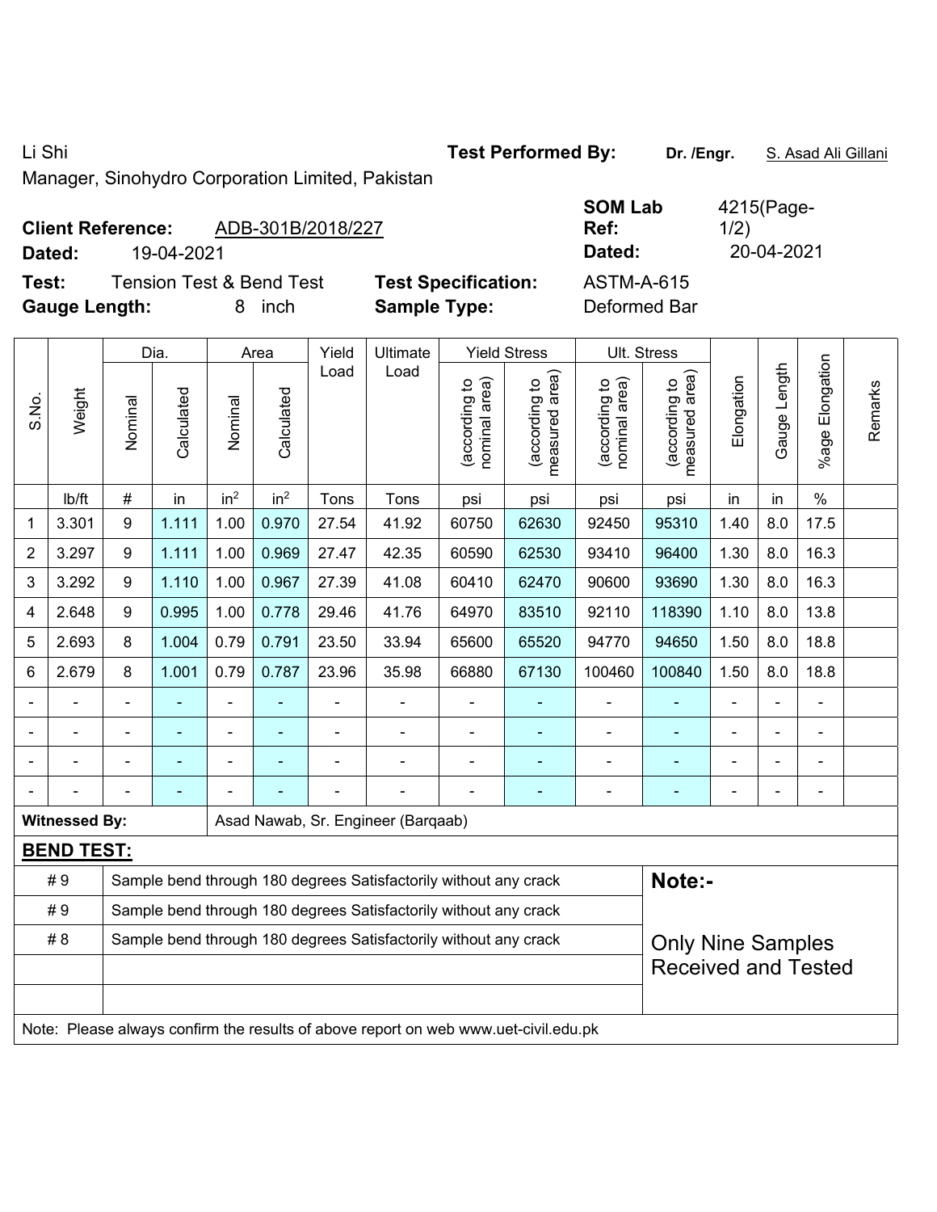Li Shi

Manager, Sinohydro Corporation Limited, Pakistan

**Test Performed By:** **Dr. /Engr.** S. Asad Ali Gillani

**Client Reference:** ADB-301B/2018/227

**Dated:** 19-04-2021

**SOM Lab Ref:** 4215(Page-1/2)

**Dated:** 20-04-2021

**Test:** Tension Test & Bend Test

**Gauge Length:** 8 inch

**Test Specification:** ASTM-A-615

**Sample Type:** Deformed Bar

| S.No. | Weight | Dia. | | Area | | Yield Load | Ultimate Load | Yield Stress | | Ult. Stress | | Elongation | Gauge Length | %age Elongation | Remarks |
|---|---|---|---|---|---|---|---|---|---|---|---|---|---|---|---|
| | | Nominal | Calculated | Nominal | Calculated | | | (according to nominal area) | (according to measured area) | (according to nominal area) | (according to measured area) | | | | |
| | lb/ft | # | in | $in^2$ | $in^2$ | Tons | Tons | psi | psi | psi | psi | in | in | % | |
| 1 | 3.301 | 9 | 1.111 | 1.00 | 0.970 | 27.54 | 41.92 | 60750 | 62630 | 92450 | 95310 | 1.40 | 8.0 | 17.5 | |
| 2 | 3.297 | 9 | 1.111 | 1.00 | 0.969 | 27.47 | 42.35 | 60590 | 62530 | 93410 | 96400 | 1.30 | 8.0 | 16.3 | |
| 3 | 3.292 | 9 | 1.110 | 1.00 | 0.967 | 27.39 | 41.08 | 60410 | 62470 | 90600 | 93690 | 1.30 | 8.0 | 16.3 | |
| 4 | 2.648 | 9 | 0.995 | 1.00 | 0.778 | 29.46 | 41.76 | 64970 | 83510 | 92110 | 118390 | 1.10 | 8.0 | 13.8 | |
| 5 | 2.693 | 8 | 1.004 | 0.79 | 0.791 | 23.50 | 33.94 | 65600 | 65520 | 94770 | 94650 | 1.50 | 8.0 | 18.8 | |
| 6 | 2.679 | 8 | 1.001 | 0.79 | 0.787 | 23.96 | 35.98 | 66880 | 67130 | 100460 | 100840 | 1.50 | 8.0 | 18.8 | |
| - | - | - | - | - | - | - | - | - | - | - | - | - | - | - | |
| - | - | - | - | - | - | - | - | - | - | - | - | - | - | - | |
| - | - | - | - | - | - | - | - | - | - | - | - | - | - | - | |
| - | - | - | - | - | - | - | - | - | - | - | - | - | - | - | |

**Witnessed By:** Asad Nawab, Sr. Engineer (Barqaab)

**BEND TEST:**

| Bar | Result |
|---|---|
| # 9 | Sample bend through 180 degrees Satisfactorily without any crack |
| # 9 | Sample bend through 180 degrees Satisfactorily without any crack |
| # 8 | Sample bend through 180 degrees Satisfactorily without any crack |

**Note:-**

Only Nine Samples Received and Tested

Note: Please always confirm the results of above report on web www.uet-civil.edu.pk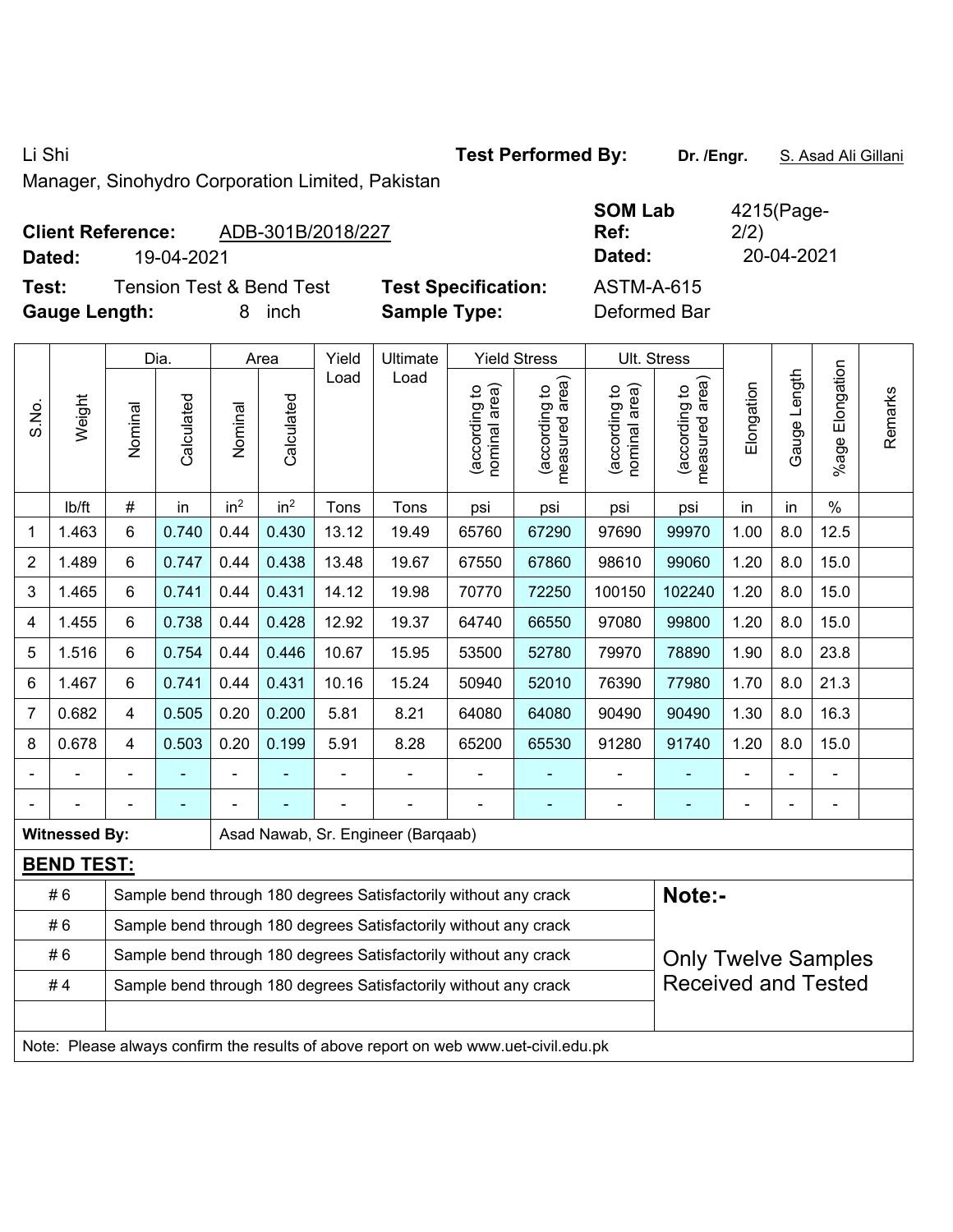Li Shi

Manager, Sinohydro Corporation Limited, Pakistan

**Test Performed By:** **Dr. /Engr.** S. Asad Ali Gillani

**Client Reference:** ADB-301B/2018/227

**Dated:** 19-04-2021

**SOM Lab Ref:** 4215(Page-2/2)

**Dated:** 20-04-2021

**Test:** Tension Test & Bend Test

**Test Specification:** ASTM-A-615

**Gauge Length:** 8 inch

**Sample Type:** Deformed Bar

| S.No. | Weight | Dia. | | Area | | Yield Load | Ultimate Load | Yield Stress | | Ult. Stress | | Elongation | Gauge Length | %age Elongation | Remarks |
|---|---|---|---|---|---|---|---|---|---|---|---|---|---|---|---|
| | | Nominal | Calculated | Nominal | Calculated | | | (according to nominal area) | (according to measured area) | (according to nominal area) | (according to measured area) | | | | |
| | lb/ft | # | in | in$^2$ | in$^2$ | Tons | Tons | psi | psi | psi | psi | in | in | % | |
| 1 | 1.463 | 6 | 0.740 | 0.44 | 0.430 | 13.12 | 19.49 | 65760 | 67290 | 97690 | 99970 | 1.00 | 8.0 | 12.5 | |
| 2 | 1.489 | 6 | 0.747 | 0.44 | 0.438 | 13.48 | 19.67 | 67550 | 67860 | 98610 | 99060 | 1.20 | 8.0 | 15.0 | |
| 3 | 1.465 | 6 | 0.741 | 0.44 | 0.431 | 14.12 | 19.98 | 70770 | 72250 | 100150 | 102240 | 1.20 | 8.0 | 15.0 | |
| 4 | 1.455 | 6 | 0.738 | 0.44 | 0.428 | 12.92 | 19.37 | 64740 | 66550 | 97080 | 99800 | 1.20 | 8.0 | 15.0 | |
| 5 | 1.516 | 6 | 0.754 | 0.44 | 0.446 | 10.67 | 15.95 | 53500 | 52780 | 79970 | 78890 | 1.90 | 8.0 | 23.8 | |
| 6 | 1.467 | 6 | 0.741 | 0.44 | 0.431 | 10.16 | 15.24 | 50940 | 52010 | 76390 | 77980 | 1.70 | 8.0 | 21.3 | |
| 7 | 0.682 | 4 | 0.505 | 0.20 | 0.200 | 5.81 | 8.21 | 64080 | 64080 | 90490 | 90490 | 1.30 | 8.0 | 16.3 | |
| 8 | 0.678 | 4 | 0.503 | 0.20 | 0.199 | 5.91 | 8.28 | 65200 | 65530 | 91280 | 91740 | 1.20 | 8.0 | 15.0 | |
| - | - | - | - | - | - | - | - | - | - | - | - | - | - | - | |
| - | - | - | - | - | - | - | - | - | - | - | - | - | - | - | |

**Witnessed By:** Asad Nawab, Sr. Engineer (Barqaab)

**BEND TEST:**

| Bar | Result |
|---|---|
| # 6 | Sample bend through 180 degrees Satisfactorily without any crack |
| # 6 | Sample bend through 180 degrees Satisfactorily without any crack |
| # 6 | Sample bend through 180 degrees Satisfactorily without any crack |
| # 4 | Sample bend through 180 degrees Satisfactorily without any crack |

**Note:-**

Only Twelve Samples Received and Tested

Note: Please always confirm the results of above report on web www.uet-civil.edu.pk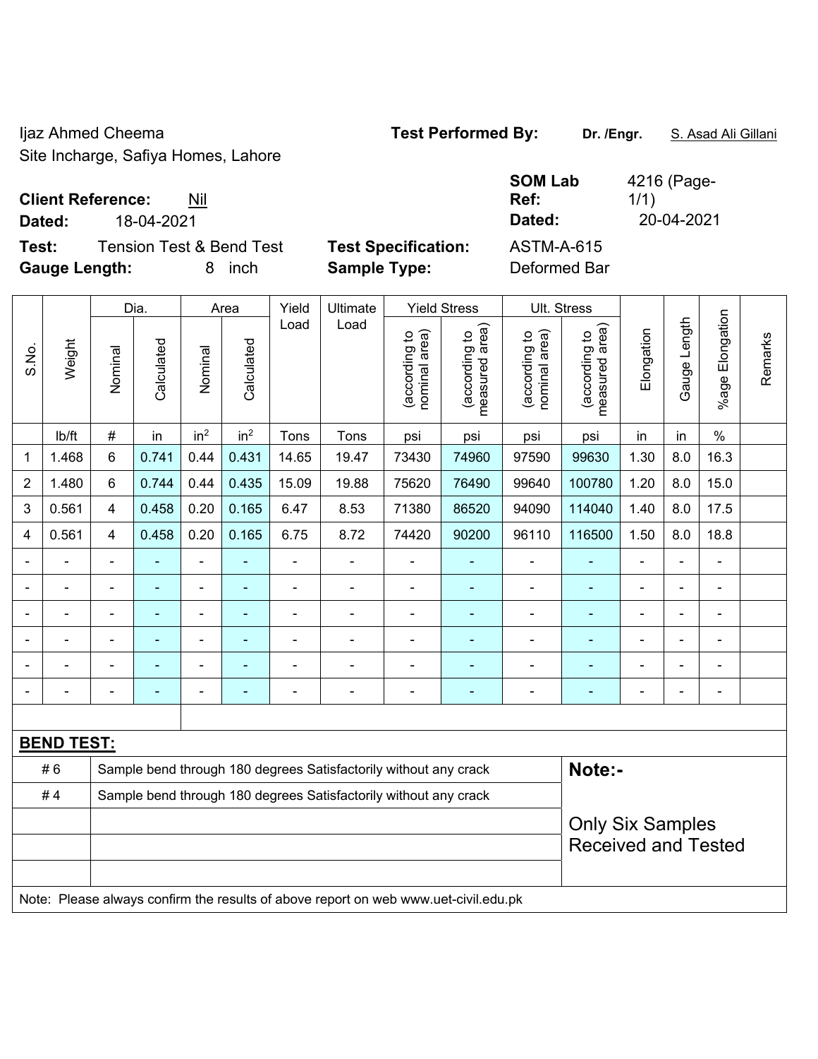Ijaz Ahmed Cheema
Site Incharge, Safiya Homes, Lahore

**Test Performed By:** Dr. /Engr. S. Asad Ali Gillani

**Client Reference:** Nil
**Dated:** 18-04-2021

**SOM Lab Ref:** 4216 (Page-1/1)
**Dated:** 20-04-2021

**Test:** Tension Test & Bend Test
**Gauge Length:** 8 inch

**Test Specification:** ASTM-A-615
**Sample Type:** Deformed Bar

| S.No. | Weight | Dia. | | Area | | Yield Load | Ultimate Load | Yield Stress | | Ult. Stress | | Elongation | Gauge Length | %age Elongation | Remarks |
|---|---|---|---|---|---|---|---|---|---|---|---|---|---|---|---|
| | | Nominal | Calculated | Nominal | Calculated | | | (according to nominal area) | (according to measured area) | (according to nominal area) | (according to measured area) | | | | |
| | lb/ft | # | in | in² | in² | Tons | Tons | psi | psi | psi | psi | in | in | % | |
| 1 | 1.468 | 6 | 0.741 | 0.44 | 0.431 | 14.65 | 19.47 | 73430 | 74960 | 97590 | 99630 | 1.30 | 8.0 | 16.3 | |
| 2 | 1.480 | 6 | 0.744 | 0.44 | 0.435 | 15.09 | 19.88 | 75620 | 76490 | 99640 | 100780 | 1.20 | 8.0 | 15.0 | |
| 3 | 0.561 | 4 | 0.458 | 0.20 | 0.165 | 6.47 | 8.53 | 71380 | 86520 | 94090 | 114040 | 1.40 | 8.0 | 17.5 | |
| 4 | 0.561 | 4 | 0.458 | 0.20 | 0.165 | 6.75 | 8.72 | 74420 | 90200 | 96110 | 116500 | 1.50 | 8.0 | 18.8 | |
| - | - | - | - | - | - | - | - | - | - | - | - | - | - | - | |
| - | - | - | - | - | - | - | - | - | - | - | - | - | - | - | |
| - | - | - | - | - | - | - | - | - | - | - | - | - | - | - | |
| - | - | - | - | - | - | - | - | - | - | - | - | - | - | - | |
| - | - | - | - | - | - | - | - | - | - | - | - | - | - | - | |
| - | - | - | - | - | - | - | - | - | - | - | - | - | - | - | |

**BEND TEST:**

| | | |
|---|---|---|
| # 6 | Sample bend through 180 degrees Satisfactorily without any crack | **Note:-** |
| # 4 | Sample bend through 180 degrees Satisfactorily without any crack | |
| | | Only Six Samples Received and Tested |

Note: Please always confirm the results of above report on web www.uet-civil.edu.pk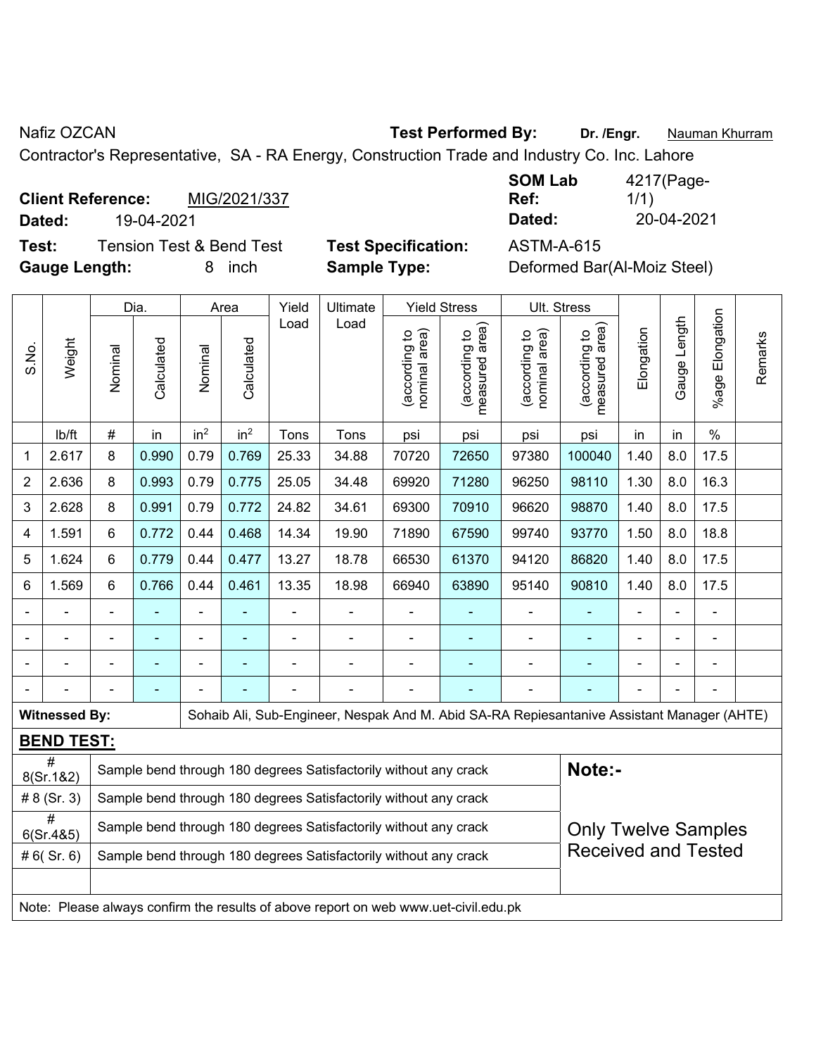Nafiz OZCAN

**Test Performed By:** **Dr. /Engr.** Nauman Khurram

Contractor's Representative, SA - RA Energy, Construction Trade and Industry Co. Inc. Lahore

**Client Reference:** MIG/2021/337

**Dated:** 19-04-2021

**SOM Lab Ref:** 4217(Page-1/1)

**Dated:** 20-04-2021

**Test:** Tension Test & Bend Test

**Test Specification:** ASTM-A-615

**Gauge Length:** 8 inch

**Sample Type:** Deformed Bar(Al-Moiz Steel)

| S.No. | Weight | Dia. | | Area | | Yield Load | Ultimate Load | Yield Stress | | Ult. Stress | | Elongation | Gauge Length | %age Elongation | Remarks |
|---|---|---|---|---|---|---|---|---|---|---|---|---|---|---|---|
| | | Nominal | Calculated | Nominal | Calculated | | | (according to nominal area) | (according to measured area) | (according to nominal area) | (according to measured area) | | | | |
| | lb/ft | # | in | $in^2$ | $in^2$ | Tons | Tons | psi | psi | psi | psi | in | in | % | |
| 1 | 2.617 | 8 | 0.990 | 0.79 | 0.769 | 25.33 | 34.88 | 70720 | 72650 | 97380 | 100040 | 1.40 | 8.0 | 17.5 | |
| 2 | 2.636 | 8 | 0.993 | 0.79 | 0.775 | 25.05 | 34.48 | 69920 | 71280 | 96250 | 98110 | 1.30 | 8.0 | 16.3 | |
| 3 | 2.628 | 8 | 0.991 | 0.79 | 0.772 | 24.82 | 34.61 | 69300 | 70910 | 96620 | 98870 | 1.40 | 8.0 | 17.5 | |
| 4 | 1.591 | 6 | 0.772 | 0.44 | 0.468 | 14.34 | 19.90 | 71890 | 67590 | 99740 | 93770 | 1.50 | 8.0 | 18.8 | |
| 5 | 1.624 | 6 | 0.779 | 0.44 | 0.477 | 13.27 | 18.78 | 66530 | 61370 | 94120 | 86820 | 1.40 | 8.0 | 17.5 | |
| 6 | 1.569 | 6 | 0.766 | 0.44 | 0.461 | 13.35 | 18.98 | 66940 | 63890 | 95140 | 90810 | 1.40 | 8.0 | 17.5 | |
| - | - | - | - | - | - | - | - | - | - | - | - | - | - | - | |
| - | - | - | - | - | - | - | - | - | - | - | - | - | - | - | |
| - | - | - | - | - | - | - | - | - | - | - | - | - | - | - | |
| - | - | - | - | - | - | - | - | - | - | - | - | - | - | - | |

**Witnessed By:** Sohaib Ali, Sub-Engineer, Nespak And M. Abid SA-RA Repiesantanive Assistant Manager (AHTE)

**BEND TEST:**

| | | |
|---|---|---|
| # 8(Sr.1&2) | Sample bend through 180 degrees Satisfactorily without any crack | **Note:-** |
| # 8 (Sr. 3) | Sample bend through 180 degrees Satisfactorily without any crack | |
| # 6(Sr.4&5) | Sample bend through 180 degrees Satisfactorily without any crack | Only Twelve Samples Received and Tested |
| # 6( Sr. 6) | Sample bend through 180 degrees Satisfactorily without any crack | |

Note: Please always confirm the results of above report on web www.uet-civil.edu.pk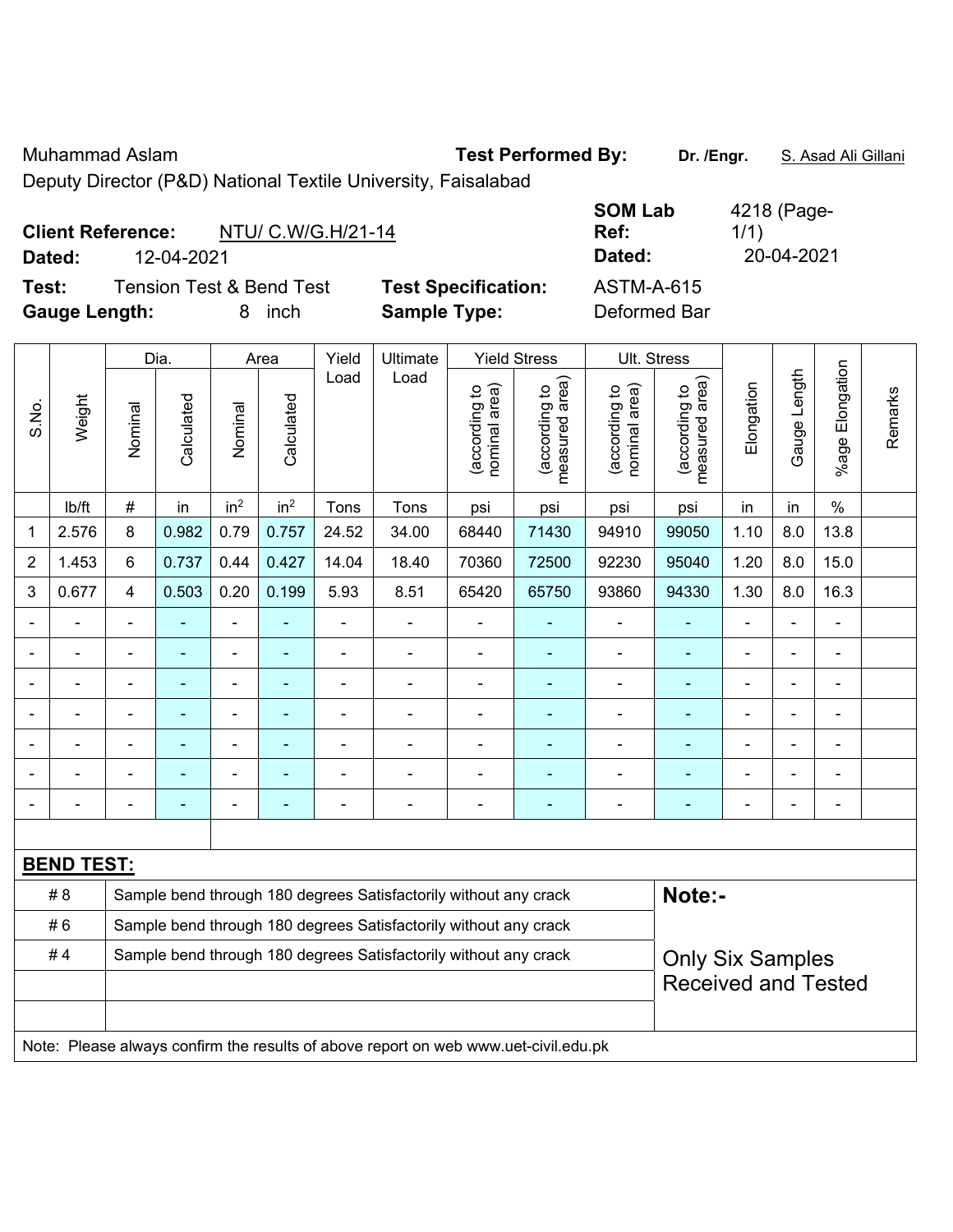Muhammad Aslam

Deputy Director (P&D) National Textile University, Faisalabad

**Test Performed By:** **Dr. /Engr.** S. Asad Ali Gillani

**Client Reference:** NTU/ C.W/G.H/21-14

**Dated:** 12-04-2021

**SOM Lab Ref:** 4218 (Page-1/1)

**Dated:** 20-04-2021

**Test:** Tension Test & Bend Test

**Test Specification:** ASTM-A-615

**Gauge Length:** 8 inch

**Sample Type:** Deformed Bar

| S.No. | Weight | Dia. | | Area | | Yield Load | Ultimate Load | Yield Stress | | Ult. Stress | | Elongation | Gauge Length | %age Elongation | Remarks |
|---|---|---|---|---|---|---|---|---|---|---|---|---|---|---|---|
| | | Nominal | Calculated | Nominal | Calculated | | | (according to nominal area) | (according to measured area) | (according to nominal area) | (according to measured area) | | | | |
| | lb/ft | # | in | $in^2$ | $in^2$ | Tons | Tons | psi | psi | psi | psi | in | in | % | |
| 1 | 2.576 | 8 | 0.982 | 0.79 | 0.757 | 24.52 | 34.00 | 68440 | 71430 | 94910 | 99050 | 1.10 | 8.0 | 13.8 | |
| 2 | 1.453 | 6 | 0.737 | 0.44 | 0.427 | 14.04 | 18.40 | 70360 | 72500 | 92230 | 95040 | 1.20 | 8.0 | 15.0 | |
| 3 | 0.677 | 4 | 0.503 | 0.20 | 0.199 | 5.93 | 8.51 | 65420 | 65750 | 93860 | 94330 | 1.30 | 8.0 | 16.3 | |
| - | - | - | - | - | - | - | - | - | - | - | - | - | - | - | |
| - | - | - | - | - | - | - | - | - | - | - | - | - | - | - | |
| - | - | - | - | - | - | - | - | - | - | - | - | - | - | - | |
| - | - | - | - | - | - | - | - | - | - | - | - | - | - | - | |
| - | - | - | - | - | - | - | - | - | - | - | - | - | - | - | |
| - | - | - | - | - | - | - | - | - | - | - | - | - | - | - | |
| - | - | - | - | - | - | - | - | - | - | - | - | - | - | - | |

**BEND TEST:**

| | |
|---|---|
| # 8 | Sample bend through 180 degrees Satisfactorily without any crack |
| # 6 | Sample bend through 180 degrees Satisfactorily without any crack |
| # 4 | Sample bend through 180 degrees Satisfactorily without any crack |

**Note:-**

Only Six Samples Received and Tested

Note: Please always confirm the results of above report on web www.uet-civil.edu.pk